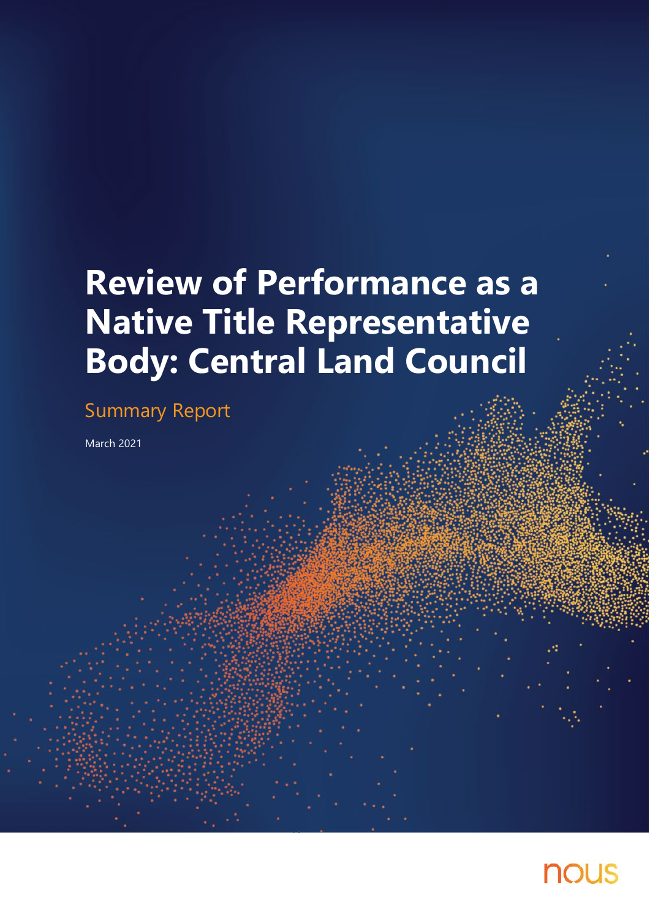# Review of Performance as a Native Title Representative Body: Central Land Council

## Summary Report

March 2021

nous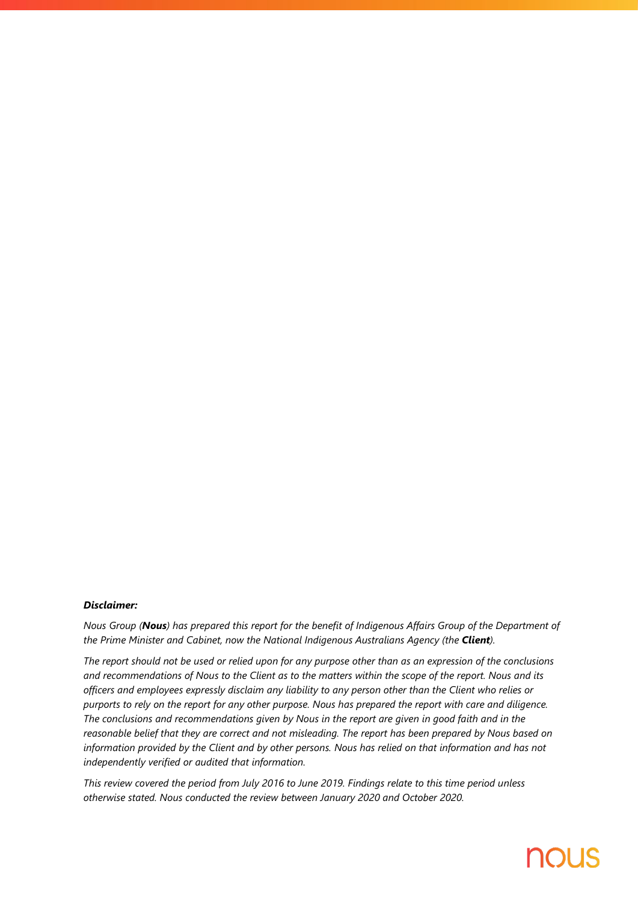***Disclaimer:***

*Nous Group (**Nous**) has prepared this report for the benefit of Indigenous Affairs Group of the Department of the Prime Minister and Cabinet, now the National Indigenous Australians Agency (the **Client**).*

*The report should not be used or relied upon for any purpose other than as an expression of the conclusions and recommendations of Nous to the Client as to the matters within the scope of the report. Nous and its officers and employees expressly disclaim any liability to any person other than the Client who relies or purports to rely on the report for any other purpose. Nous has prepared the report with care and diligence. The conclusions and recommendations given by Nous in the report are given in good faith and in the reasonable belief that they are correct and not misleading. The report has been prepared by Nous based on information provided by the Client and by other persons. Nous has relied on that information and has not independently verified or audited that information.*

*This review covered the period from July 2016 to June 2019. Findings relate to this time period unless otherwise stated. Nous conducted the review between January 2020 and October 2020.*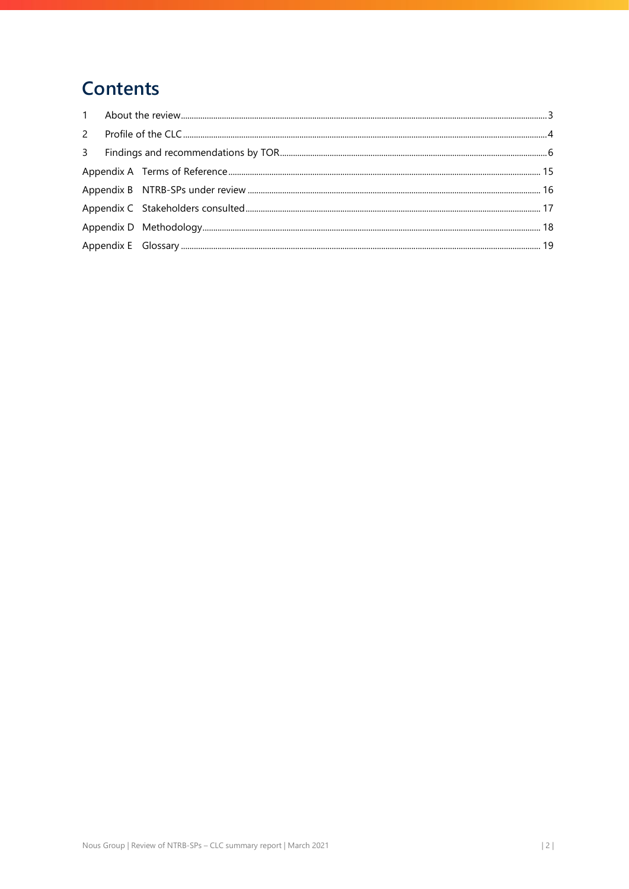# Contents

| | | |
|---|---|---|
| 1 | About the review | 3 |
| 2 | Profile of the CLC | 4 |
| 3 | Findings and recommendations by TOR | 6 |
| Appendix A | Terms of Reference | 15 |
| Appendix B | NTRB-SPs under review | 16 |
| Appendix C | Stakeholders consulted | 17 |
| Appendix D | Methodology | 18 |
| Appendix E | Glossary | 19 |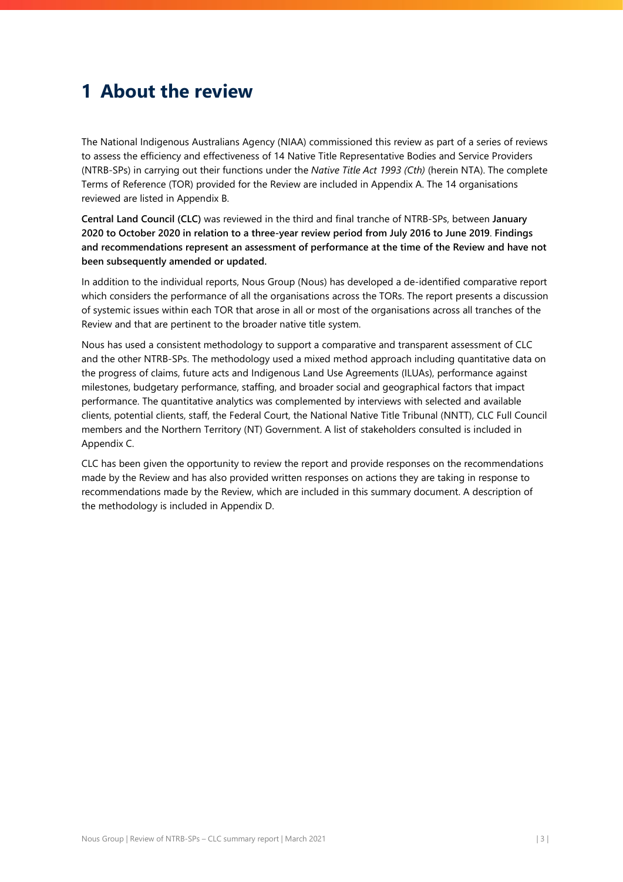# 1 About the review

The National Indigenous Australians Agency (NIAA) commissioned this review as part of a series of reviews to assess the efficiency and effectiveness of 14 Native Title Representative Bodies and Service Providers (NTRB-SPs) in carrying out their functions under the *Native Title Act 1993 (Cth)* (herein NTA). The complete Terms of Reference (TOR) provided for the Review are included in Appendix A. The 14 organisations reviewed are listed in Appendix B.

**Central Land Council (CLC)** was reviewed in the third and final tranche of NTRB-SPs, between **January 2020 to October 2020 in relation to a three-year review period from July 2016 to June 2019**. **Findings and recommendations represent an assessment of performance at the time of the Review and have not been subsequently amended or updated.**

In addition to the individual reports, Nous Group (Nous) has developed a de-identified comparative report which considers the performance of all the organisations across the TORs. The report presents a discussion of systemic issues within each TOR that arose in all or most of the organisations across all tranches of the Review and that are pertinent to the broader native title system.

Nous has used a consistent methodology to support a comparative and transparent assessment of CLC and the other NTRB-SPs. The methodology used a mixed method approach including quantitative data on the progress of claims, future acts and Indigenous Land Use Agreements (ILUAs), performance against milestones, budgetary performance, staffing, and broader social and geographical factors that impact performance. The quantitative analytics was complemented by interviews with selected and available clients, potential clients, staff, the Federal Court, the National Native Title Tribunal (NNTT), CLC Full Council members and the Northern Territory (NT) Government. A list of stakeholders consulted is included in Appendix C.

CLC has been given the opportunity to review the report and provide responses on the recommendations made by the Review and has also provided written responses on actions they are taking in response to recommendations made by the Review, which are included in this summary document. A description of the methodology is included in Appendix D.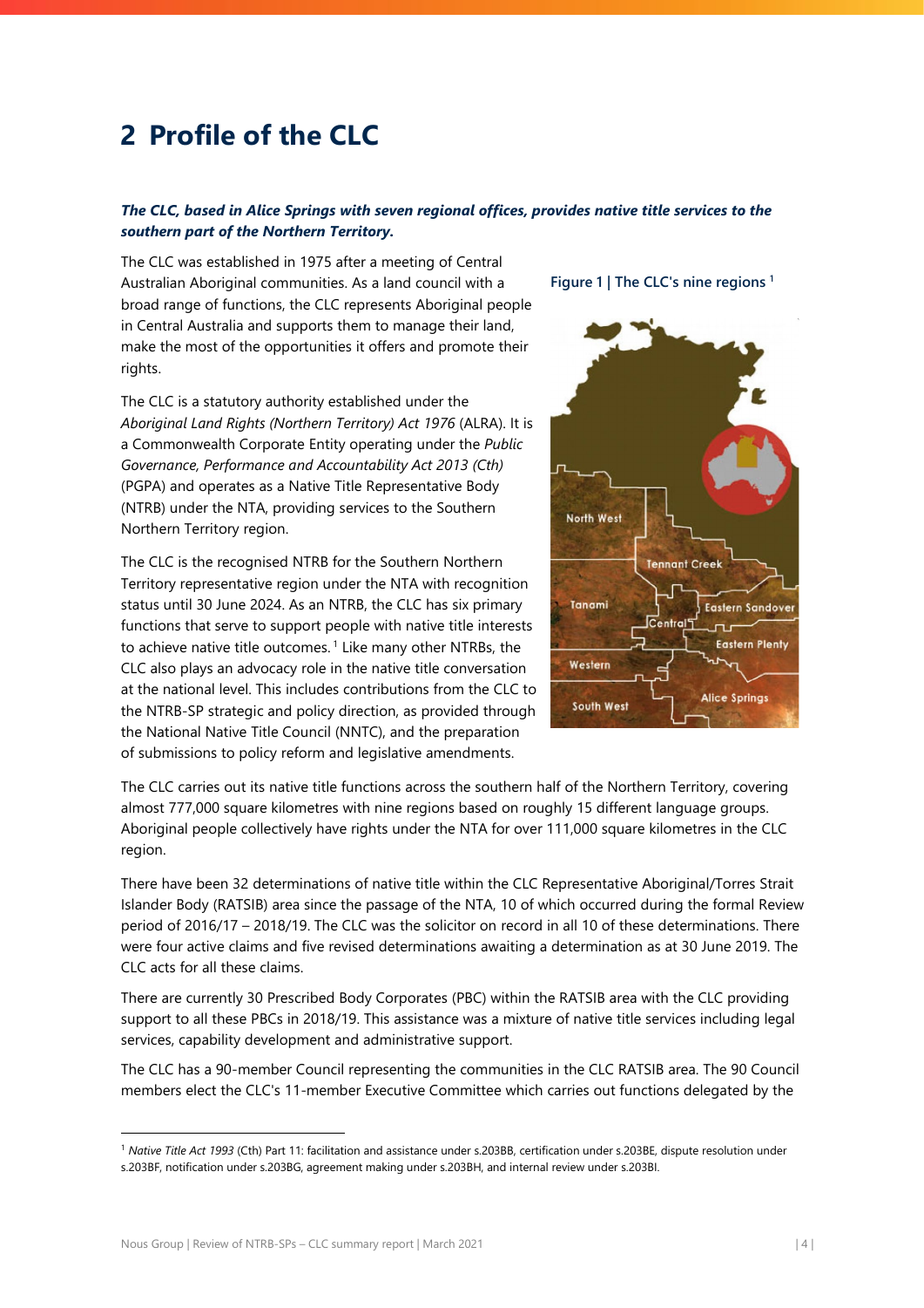# 2 Profile of the CLC

***The CLC, based in Alice Springs with seven regional offices, provides native title services to the southern part of the Northern Territory.***

The CLC was established in 1975 after a meeting of Central Australian Aboriginal communities. As a land council with a broad range of functions, the CLC represents Aboriginal people in Central Australia and supports them to manage their land, make the most of the opportunities it offers and promote their rights.

The CLC is a statutory authority established under the *Aboriginal Land Rights (Northern Territory) Act 1976* (ALRA). It is a Commonwealth Corporate Entity operating under the *Public Governance, Performance and Accountability Act 2013 (Cth)* (PGPA) and operates as a Native Title Representative Body (NTRB) under the NTA, providing services to the Southern Northern Territory region.

The CLC is the recognised NTRB for the Southern Northern Territory representative region under the NTA with recognition status until 30 June 2024. As an NTRB, the CLC has six primary functions that serve to support people with native title interests to achieve native title outcomes.[1] Like many other NTRBs, the CLC also plays an advocacy role in the native title conversation at the national level. This includes contributions from the CLC to the NTRB-SP strategic and policy direction, as provided through the National Native Title Council (NNTC), and the preparation of submissions to policy reform and legislative amendments.

Figure 1 | The CLC's nine regions [1]

The CLC carries out its native title functions across the southern half of the Northern Territory, covering almost 777,000 square kilometres with nine regions based on roughly 15 different language groups. Aboriginal people collectively have rights under the NTA for over 111,000 square kilometres in the CLC region.

There have been 32 determinations of native title within the CLC Representative Aboriginal/Torres Strait Islander Body (RATSIB) area since the passage of the NTA, 10 of which occurred during the formal Review period of 2016/17 – 2018/19. The CLC was the solicitor on record in all 10 of these determinations. There were four active claims and five revised determinations awaiting a determination as at 30 June 2019. The CLC acts for all these claims.

There are currently 30 Prescribed Body Corporates (PBC) within the RATSIB area with the CLC providing support to all these PBCs in 2018/19. This assistance was a mixture of native title services including legal services, capability development and administrative support.

The CLC has a 90-member Council representing the communities in the CLC RATSIB area. The 90 Council members elect the CLC's 11-member Executive Committee which carries out functions delegated by the

---

[1] *Native Title Act 1993* (Cth) Part 11: facilitation and assistance under s.203BB, certification under s.203BE, dispute resolution under s.203BF, notification under s.203BG, agreement making under s.203BH, and internal review under s.203BI.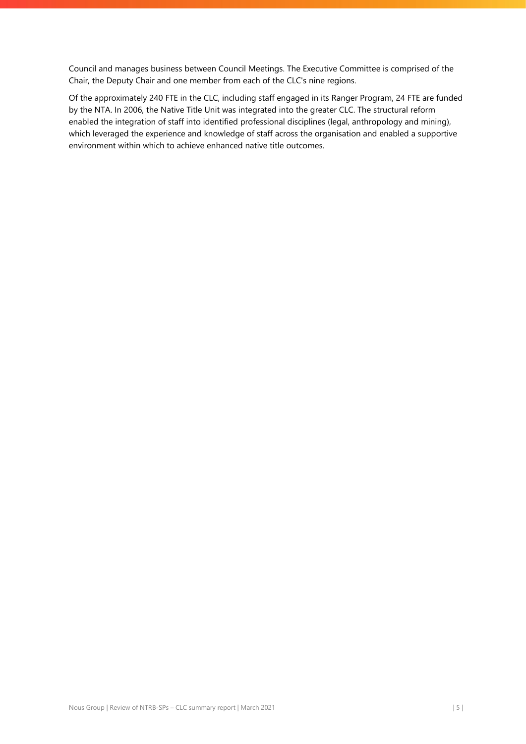Council and manages business between Council Meetings. The Executive Committee is comprised of the Chair, the Deputy Chair and one member from each of the CLC's nine regions.

Of the approximately 240 FTE in the CLC, including staff engaged in its Ranger Program, 24 FTE are funded by the NTA. In 2006, the Native Title Unit was integrated into the greater CLC. The structural reform enabled the integration of staff into identified professional disciplines (legal, anthropology and mining), which leveraged the experience and knowledge of staff across the organisation and enabled a supportive environment within which to achieve enhanced native title outcomes.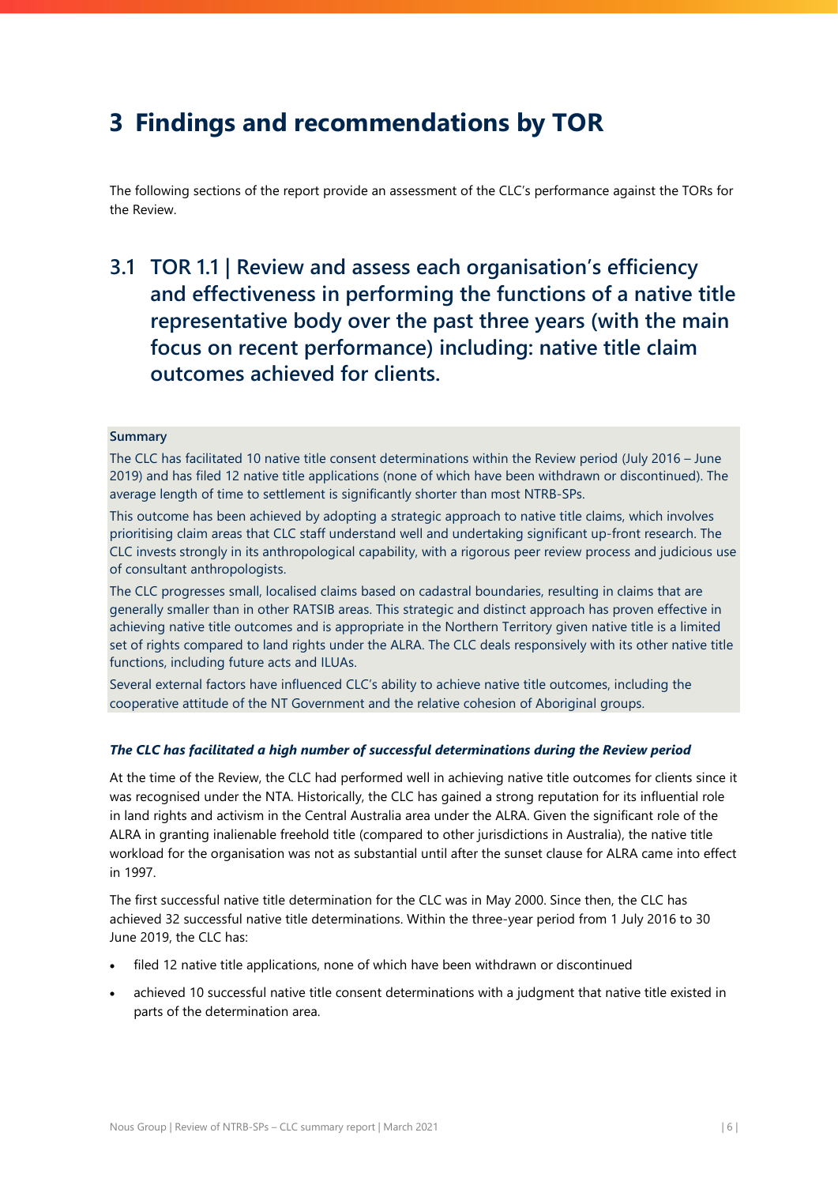# 3 Findings and recommendations by TOR

The following sections of the report provide an assessment of the CLC's performance against the TORs for the Review.

## 3.1 TOR 1.1 | Review and assess each organisation's efficiency and effectiveness in performing the functions of a native title representative body over the past three years (with the main focus on recent performance) including: native title claim outcomes achieved for clients.

**Summary**

The CLC has facilitated 10 native title consent determinations within the Review period (July 2016 – June 2019) and has filed 12 native title applications (none of which have been withdrawn or discontinued). The average length of time to settlement is significantly shorter than most NTRB-SPs.

This outcome has been achieved by adopting a strategic approach to native title claims, which involves prioritising claim areas that CLC staff understand well and undertaking significant up-front research. The CLC invests strongly in its anthropological capability, with a rigorous peer review process and judicious use of consultant anthropologists.

The CLC progresses small, localised claims based on cadastral boundaries, resulting in claims that are generally smaller than in other RATSIB areas. This strategic and distinct approach has proven effective in achieving native title outcomes and is appropriate in the Northern Territory given native title is a limited set of rights compared to land rights under the ALRA. The CLC deals responsively with its other native title functions, including future acts and ILUAs.

Several external factors have influenced CLC's ability to achieve native title outcomes, including the cooperative attitude of the NT Government and the relative cohesion of Aboriginal groups.

***The CLC has facilitated a high number of successful determinations during the Review period***

At the time of the Review, the CLC had performed well in achieving native title outcomes for clients since it was recognised under the NTA. Historically, the CLC has gained a strong reputation for its influential role in land rights and activism in the Central Australia area under the ALRA. Given the significant role of the ALRA in granting inalienable freehold title (compared to other jurisdictions in Australia), the native title workload for the organisation was not as substantial until after the sunset clause for ALRA came into effect in 1997.

The first successful native title determination for the CLC was in May 2000. Since then, the CLC has achieved 32 successful native title determinations. Within the three-year period from 1 July 2016 to 30 June 2019, the CLC has:

- filed 12 native title applications, none of which have been withdrawn or discontinued
- achieved 10 successful native title consent determinations with a judgment that native title existed in parts of the determination area.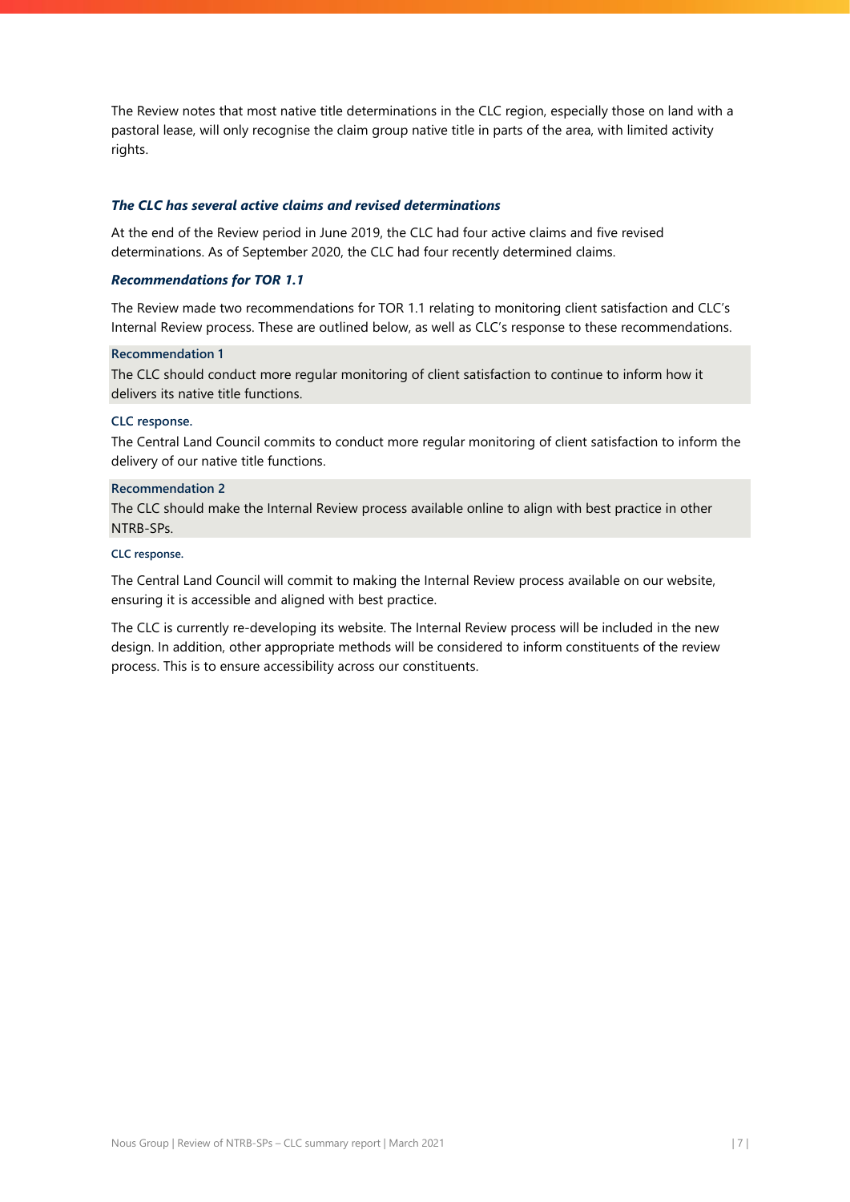The Review notes that most native title determinations in the CLC region, especially those on land with a pastoral lease, will only recognise the claim group native title in parts of the area, with limited activity rights.

### *The CLC has several active claims and revised determinations*

At the end of the Review period in June 2019, the CLC had four active claims and five revised determinations. As of September 2020, the CLC had four recently determined claims.

### *Recommendations for TOR 1.1*

The Review made two recommendations for TOR 1.1 relating to monitoring client satisfaction and CLC's Internal Review process. These are outlined below, as well as CLC's response to these recommendations.

**Recommendation 1**

The CLC should conduct more regular monitoring of client satisfaction to continue to inform how it delivers its native title functions.

**CLC response.**

The Central Land Council commits to conduct more regular monitoring of client satisfaction to inform the delivery of our native title functions.

**Recommendation 2**

The CLC should make the Internal Review process available online to align with best practice in other NTRB-SPs.

**CLC response.**

The Central Land Council will commit to making the Internal Review process available on our website, ensuring it is accessible and aligned with best practice.

The CLC is currently re-developing its website. The Internal Review process will be included in the new design. In addition, other appropriate methods will be considered to inform constituents of the review process. This is to ensure accessibility across our constituents.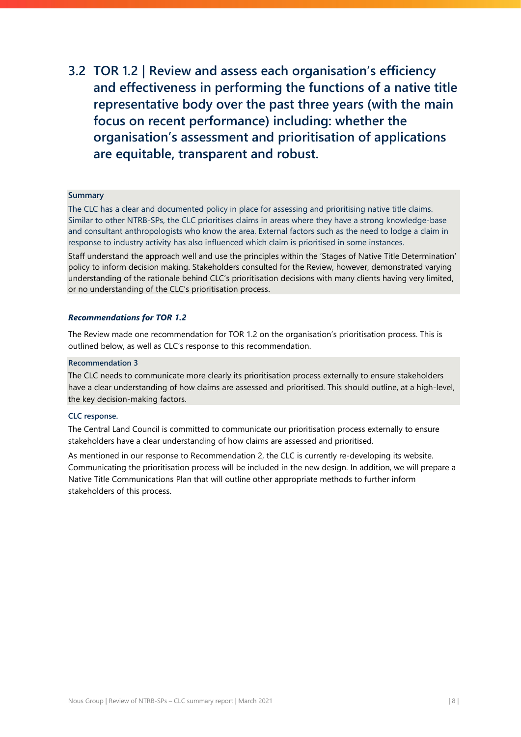## 3.2 TOR 1.2 | Review and assess each organisation's efficiency and effectiveness in performing the functions of a native title representative body over the past three years (with the main focus on recent performance) including: whether the organisation's assessment and prioritisation of applications are equitable, transparent and robust.

**Summary**

The CLC has a clear and documented policy in place for assessing and prioritising native title claims. Similar to other NTRB-SPs, the CLC prioritises claims in areas where they have a strong knowledge-base and consultant anthropologists who know the area. External factors such as the need to lodge a claim in response to industry activity has also influenced which claim is prioritised in some instances.

Staff understand the approach well and use the principles within the 'Stages of Native Title Determination' policy to inform decision making. Stakeholders consulted for the Review, however, demonstrated varying understanding of the rationale behind CLC's prioritisation decisions with many clients having very limited, or no understanding of the CLC's prioritisation process.

***Recommendations for TOR 1.2***

The Review made one recommendation for TOR 1.2 on the organisation's prioritisation process. This is outlined below, as well as CLC's response to this recommendation.

**Recommendation 3**

The CLC needs to communicate more clearly its prioritisation process externally to ensure stakeholders have a clear understanding of how claims are assessed and prioritised. This should outline, at a high-level, the key decision-making factors.

**CLC response.**

The Central Land Council is committed to communicate our prioritisation process externally to ensure stakeholders have a clear understanding of how claims are assessed and prioritised.

As mentioned in our response to Recommendation 2, the CLC is currently re-developing its website. Communicating the prioritisation process will be included in the new design. In addition, we will prepare a Native Title Communications Plan that will outline other appropriate methods to further inform stakeholders of this process.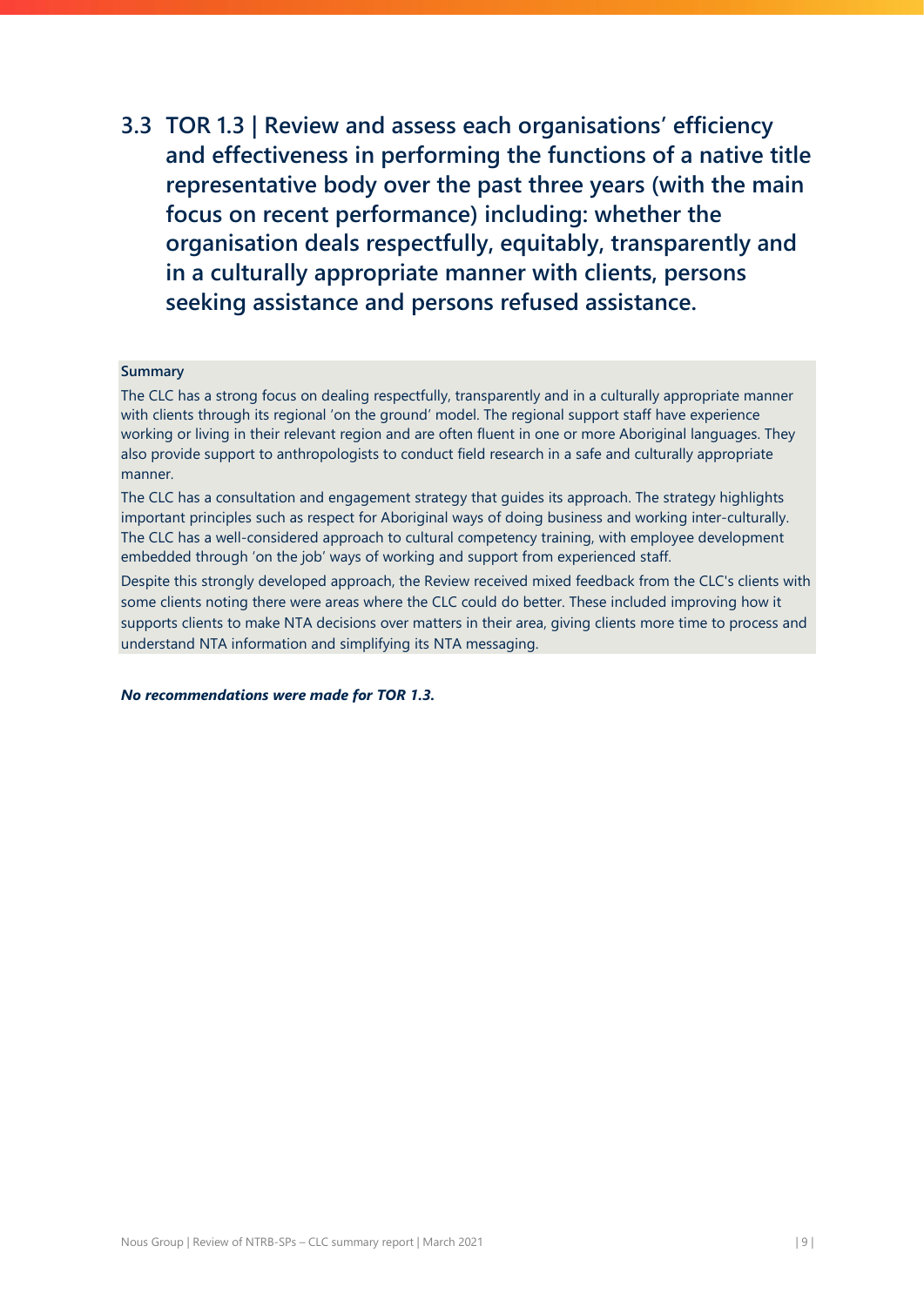## 3.3 TOR 1.3 | Review and assess each organisations' efficiency and effectiveness in performing the functions of a native title representative body over the past three years (with the main focus on recent performance) including: whether the organisation deals respectfully, equitably, transparently and in a culturally appropriate manner with clients, persons seeking assistance and persons refused assistance.

**Summary**

The CLC has a strong focus on dealing respectfully, transparently and in a culturally appropriate manner with clients through its regional 'on the ground' model. The regional support staff have experience working or living in their relevant region and are often fluent in one or more Aboriginal languages. They also provide support to anthropologists to conduct field research in a safe and culturally appropriate manner.

The CLC has a consultation and engagement strategy that guides its approach. The strategy highlights important principles such as respect for Aboriginal ways of doing business and working inter-culturally. The CLC has a well-considered approach to cultural competency training, with employee development embedded through 'on the job' ways of working and support from experienced staff.

Despite this strongly developed approach, the Review received mixed feedback from the CLC's clients with some clients noting there were areas where the CLC could do better. These included improving how it supports clients to make NTA decisions over matters in their area, giving clients more time to process and understand NTA information and simplifying its NTA messaging.

***No recommendations were made for TOR 1.3.***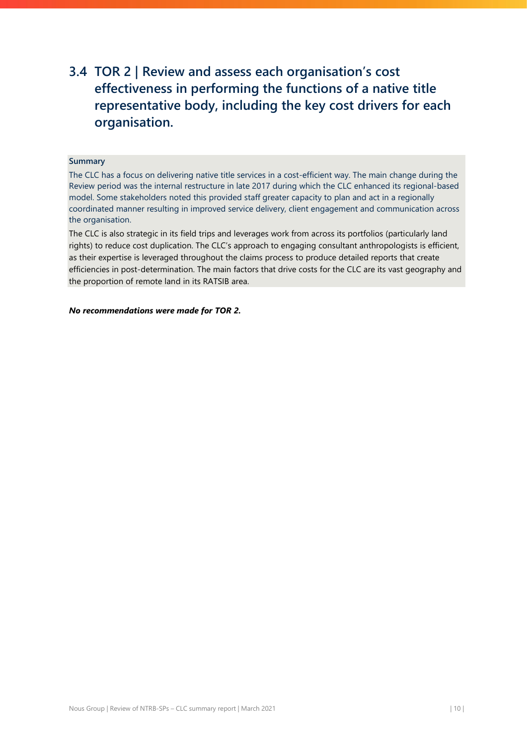## 3.4 TOR 2 | Review and assess each organisation's cost effectiveness in performing the functions of a native title representative body, including the key cost drivers for each organisation.

**Summary**

The CLC has a focus on delivering native title services in a cost-efficient way. The main change during the Review period was the internal restructure in late 2017 during which the CLC enhanced its regional-based model. Some stakeholders noted this provided staff greater capacity to plan and act in a regionally coordinated manner resulting in improved service delivery, client engagement and communication across the organisation.

The CLC is also strategic in its field trips and leverages work from across its portfolios (particularly land rights) to reduce cost duplication. The CLC's approach to engaging consultant anthropologists is efficient, as their expertise is leveraged throughout the claims process to produce detailed reports that create efficiencies in post-determination. The main factors that drive costs for the CLC are its vast geography and the proportion of remote land in its RATSIB area.

***No recommendations were made for TOR 2.***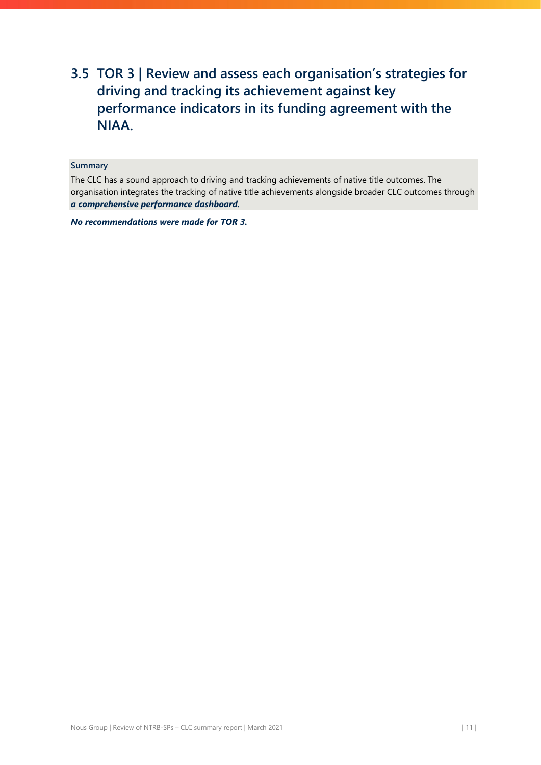## 3.5 TOR 3 | Review and assess each organisation's strategies for driving and tracking its achievement against key performance indicators in its funding agreement with the NIAA.

**Summary**

The CLC has a sound approach to driving and tracking achievements of native title outcomes. The organisation integrates the tracking of native title achievements alongside broader CLC outcomes through ***a comprehensive performance dashboard.***

***No recommendations were made for TOR 3.***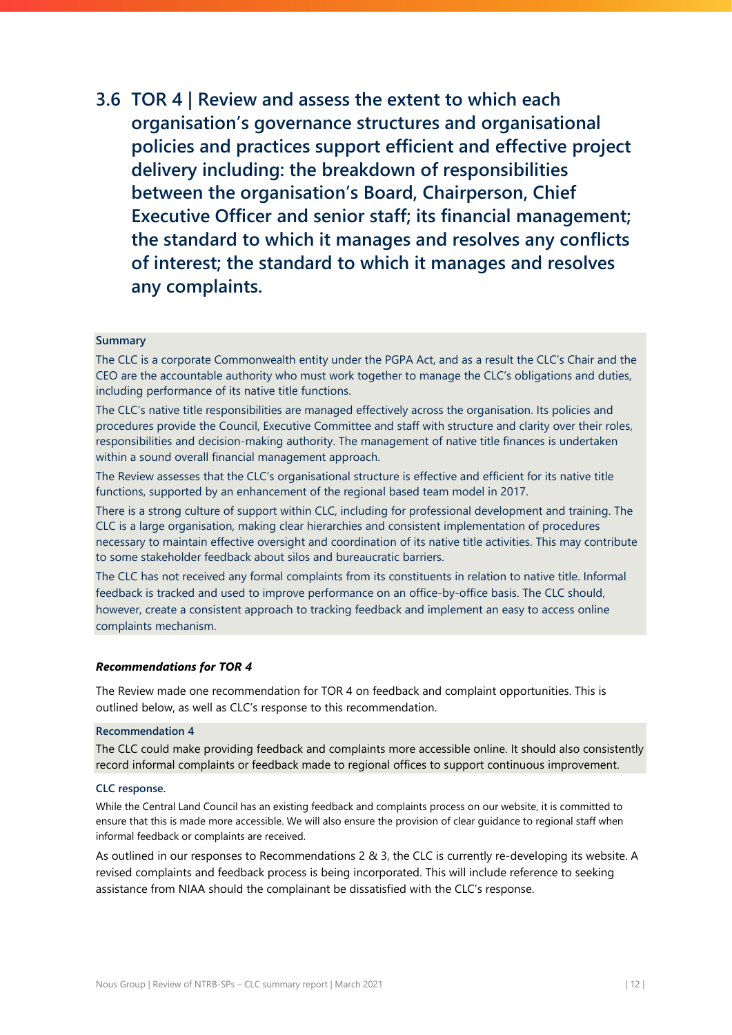## 3.6 TOR 4 | Review and assess the extent to which each organisation's governance structures and organisational policies and practices support efficient and effective project delivery including: the breakdown of responsibilities between the organisation's Board, Chairperson, Chief Executive Officer and senior staff; its financial management; the standard to which it manages and resolves any conflicts of interest; the standard to which it manages and resolves any complaints.

**Summary**

The CLC is a corporate Commonwealth entity under the PGPA Act, and as a result the CLC's Chair and the CEO are the accountable authority who must work together to manage the CLC's obligations and duties, including performance of its native title functions.

The CLC's native title responsibilities are managed effectively across the organisation. Its policies and procedures provide the Council, Executive Committee and staff with structure and clarity over their roles, responsibilities and decision-making authority. The management of native title finances is undertaken within a sound overall financial management approach.

The Review assesses that the CLC's organisational structure is effective and efficient for its native title functions, supported by an enhancement of the regional based team model in 2017.

There is a strong culture of support within CLC, including for professional development and training. The CLC is a large organisation, making clear hierarchies and consistent implementation of procedures necessary to maintain effective oversight and coordination of its native title activities. This may contribute to some stakeholder feedback about silos and bureaucratic barriers.

The CLC has not received any formal complaints from its constituents in relation to native title. Informal feedback is tracked and used to improve performance on an office-by-office basis. The CLC should, however, create a consistent approach to tracking feedback and implement an easy to access online complaints mechanism.

***Recommendations for TOR 4***

The Review made one recommendation for TOR 4 on feedback and complaint opportunities. This is outlined below, as well as CLC's response to this recommendation.

**Recommendation 4**

The CLC could make providing feedback and complaints more accessible online. It should also consistently record informal complaints or feedback made to regional offices to support continuous improvement.

**CLC response.**

While the Central Land Council has an existing feedback and complaints process on our website, it is committed to ensure that this is made more accessible. We will also ensure the provision of clear guidance to regional staff when informal feedback or complaints are received.

As outlined in our responses to Recommendations 2 & 3, the CLC is currently re-developing its website. A revised complaints and feedback process is being incorporated. This will include reference to seeking assistance from NIAA should the complainant be dissatisfied with the CLC's response.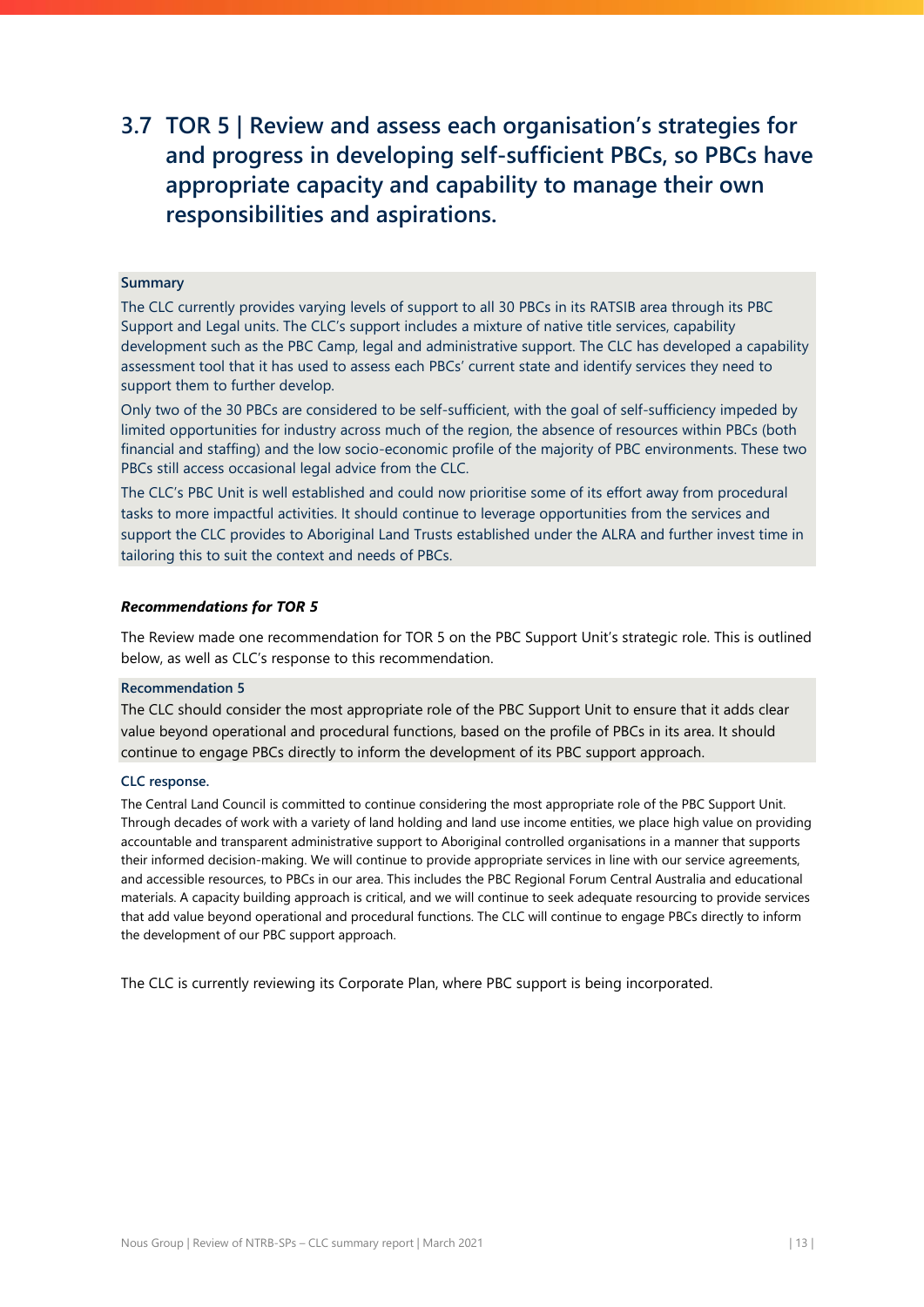## 3.7 TOR 5 | Review and assess each organisation's strategies for and progress in developing self-sufficient PBCs, so PBCs have appropriate capacity and capability to manage their own responsibilities and aspirations.

**Summary**

The CLC currently provides varying levels of support to all 30 PBCs in its RATSIB area through its PBC Support and Legal units. The CLC's support includes a mixture of native title services, capability development such as the PBC Camp, legal and administrative support. The CLC has developed a capability assessment tool that it has used to assess each PBCs' current state and identify services they need to support them to further develop.

Only two of the 30 PBCs are considered to be self-sufficient, with the goal of self-sufficiency impeded by limited opportunities for industry across much of the region, the absence of resources within PBCs (both financial and staffing) and the low socio-economic profile of the majority of PBC environments. These two PBCs still access occasional legal advice from the CLC.

The CLC's PBC Unit is well established and could now prioritise some of its effort away from procedural tasks to more impactful activities. It should continue to leverage opportunities from the services and support the CLC provides to Aboriginal Land Trusts established under the ALRA and further invest time in tailoring this to suit the context and needs of PBCs.

***Recommendations for TOR 5***

The Review made one recommendation for TOR 5 on the PBC Support Unit's strategic role. This is outlined below, as well as CLC's response to this recommendation.

**Recommendation 5**

The CLC should consider the most appropriate role of the PBC Support Unit to ensure that it adds clear value beyond operational and procedural functions, based on the profile of PBCs in its area. It should continue to engage PBCs directly to inform the development of its PBC support approach.

**CLC response.**

The Central Land Council is committed to continue considering the most appropriate role of the PBC Support Unit. Through decades of work with a variety of land holding and land use income entities, we place high value on providing accountable and transparent administrative support to Aboriginal controlled organisations in a manner that supports their informed decision-making. We will continue to provide appropriate services in line with our service agreements, and accessible resources, to PBCs in our area. This includes the PBC Regional Forum Central Australia and educational materials. A capacity building approach is critical, and we will continue to seek adequate resourcing to provide services that add value beyond operational and procedural functions. The CLC will continue to engage PBCs directly to inform the development of our PBC support approach.

The CLC is currently reviewing its Corporate Plan, where PBC support is being incorporated.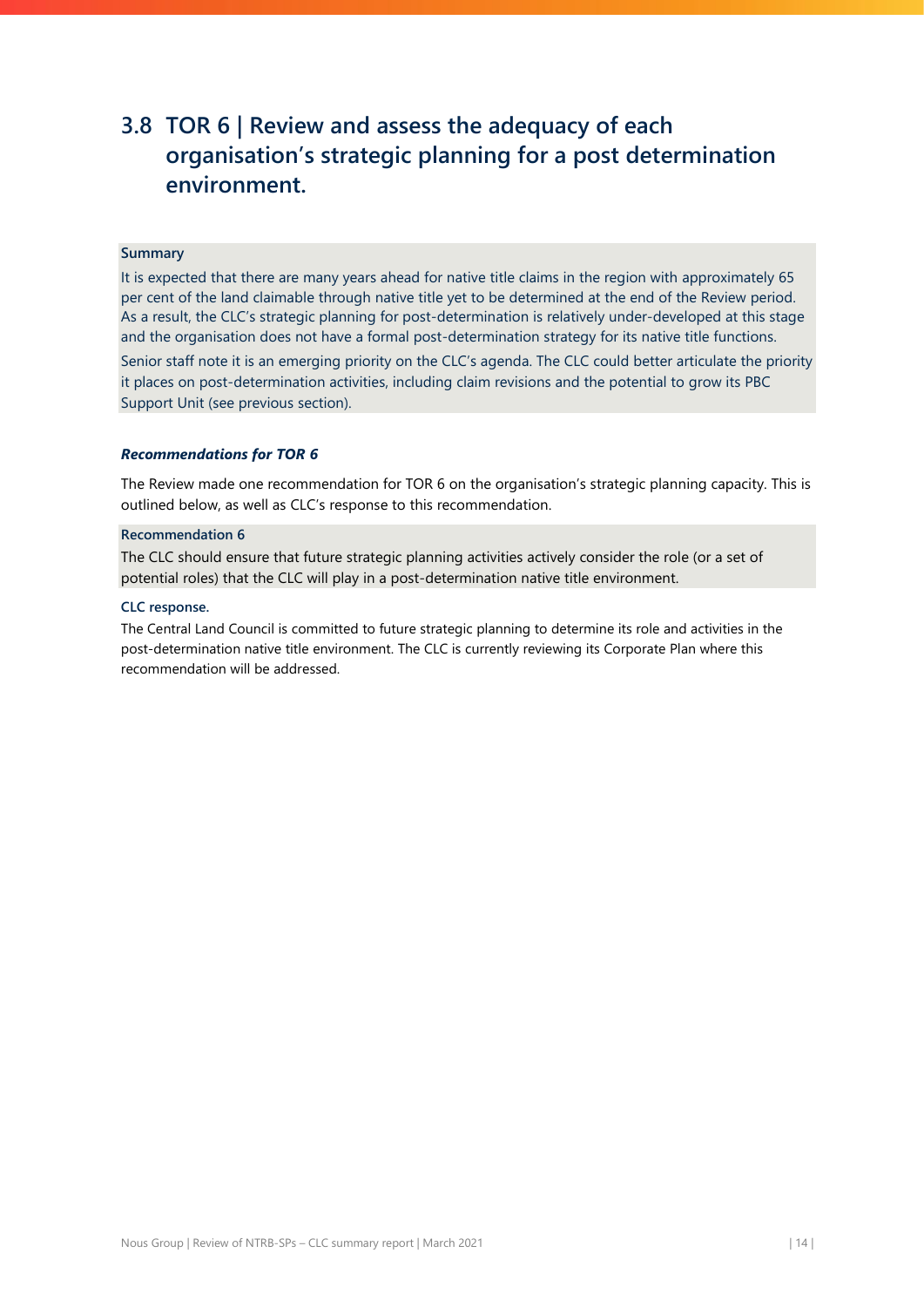## 3.8 TOR 6 | Review and assess the adequacy of each organisation's strategic planning for a post determination environment.

**Summary**

It is expected that there are many years ahead for native title claims in the region with approximately 65 per cent of the land claimable through native title yet to be determined at the end of the Review period. As a result, the CLC's strategic planning for post-determination is relatively under-developed at this stage and the organisation does not have a formal post-determination strategy for its native title functions.

Senior staff note it is an emerging priority on the CLC's agenda. The CLC could better articulate the priority it places on post-determination activities, including claim revisions and the potential to grow its PBC Support Unit (see previous section).

***Recommendations for TOR 6***

The Review made one recommendation for TOR 6 on the organisation's strategic planning capacity. This is outlined below, as well as CLC's response to this recommendation.

**Recommendation 6**

The CLC should ensure that future strategic planning activities actively consider the role (or a set of potential roles) that the CLC will play in a post-determination native title environment.

**CLC response.**

The Central Land Council is committed to future strategic planning to determine its role and activities in the post-determination native title environment. The CLC is currently reviewing its Corporate Plan where this recommendation will be addressed.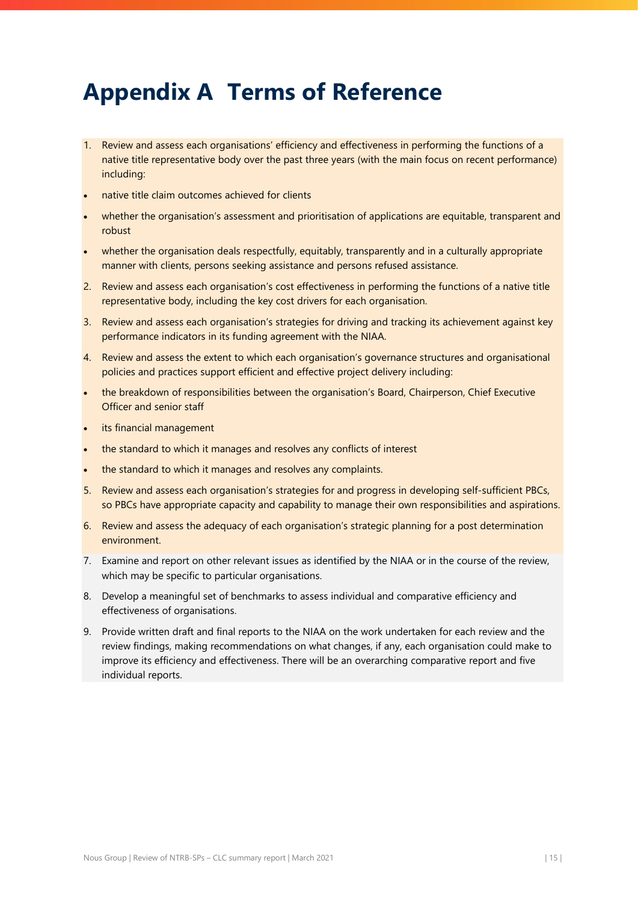# Appendix A Terms of Reference

1. Review and assess each organisations' efficiency and effectiveness in performing the functions of a native title representative body over the past three years (with the main focus on recent performance) including:

- native title claim outcomes achieved for clients
- whether the organisation's assessment and prioritisation of applications are equitable, transparent and robust
- whether the organisation deals respectfully, equitably, transparently and in a culturally appropriate manner with clients, persons seeking assistance and persons refused assistance.

2. Review and assess each organisation's cost effectiveness in performing the functions of a native title representative body, including the key cost drivers for each organisation.
3. Review and assess each organisation's strategies for driving and tracking its achievement against key performance indicators in its funding agreement with the NIAA.
4. Review and assess the extent to which each organisation's governance structures and organisational policies and practices support efficient and effective project delivery including:

- the breakdown of responsibilities between the organisation's Board, Chairperson, Chief Executive Officer and senior staff
- its financial management
- the standard to which it manages and resolves any conflicts of interest
- the standard to which it manages and resolves any complaints.

5. Review and assess each organisation's strategies for and progress in developing self-sufficient PBCs, so PBCs have appropriate capacity and capability to manage their own responsibilities and aspirations.
6. Review and assess the adequacy of each organisation's strategic planning for a post determination environment.
7. Examine and report on other relevant issues as identified by the NIAA or in the course of the review, which may be specific to particular organisations.
8. Develop a meaningful set of benchmarks to assess individual and comparative efficiency and effectiveness of organisations.
9. Provide written draft and final reports to the NIAA on the work undertaken for each review and the review findings, making recommendations on what changes, if any, each organisation could make to improve its efficiency and effectiveness. There will be an overarching comparative report and five individual reports.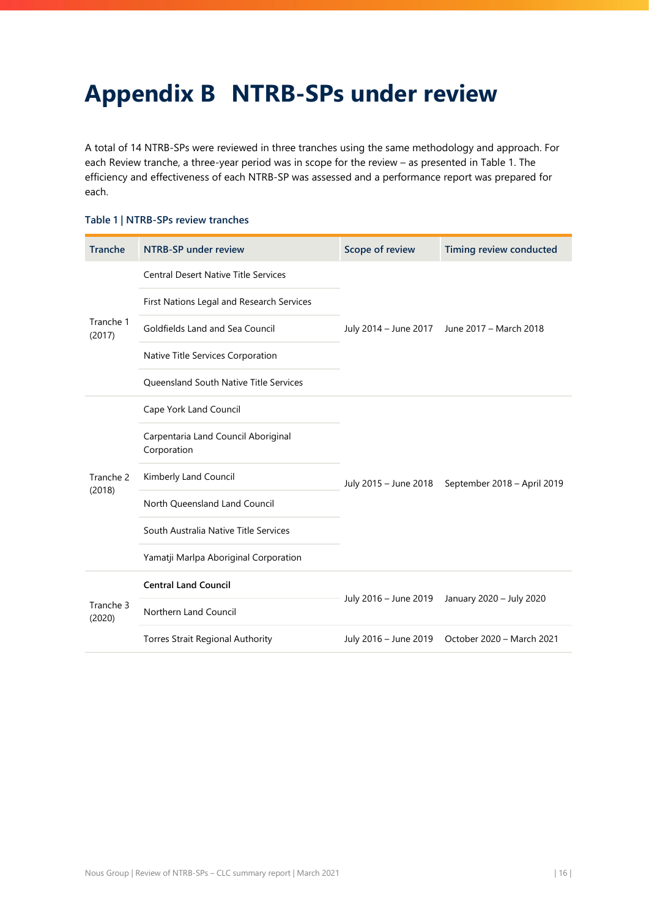# Appendix B NTRB-SPs under review

A total of 14 NTRB-SPs were reviewed in three tranches using the same methodology and approach. For each Review tranche, a three-year period was in scope for the review – as presented in Table 1. The efficiency and effectiveness of each NTRB-SP was assessed and a performance report was prepared for each.

**Table 1 | NTRB-SPs review tranches**

| Tranche | NTRB-SP under review | Scope of review | Timing review conducted |
|---|---|---|---|
| Tranche 1 (2017) | Central Desert Native Title Services | July 2014 – June 2017 | June 2017 – March 2018 |
| | First Nations Legal and Research Services | | |
| | Goldfields Land and Sea Council | | |
| | Native Title Services Corporation | | |
| | Queensland South Native Title Services | | |
| Tranche 2 (2018) | Cape York Land Council | July 2015 – June 2018 | September 2018 – April 2019 |
| | Carpentaria Land Council Aboriginal Corporation | | |
| | Kimberly Land Council | | |
| | North Queensland Land Council | | |
| | South Australia Native Title Services | | |
| | Yamatji Marlpa Aboriginal Corporation | | |
| Tranche 3 (2020) | **Central Land Council** | July 2016 – June 2019 | January 2020 – July 2020 |
| | Northern Land Council | | |
| | Torres Strait Regional Authority | July 2016 – June 2019 | October 2020 – March 2021 |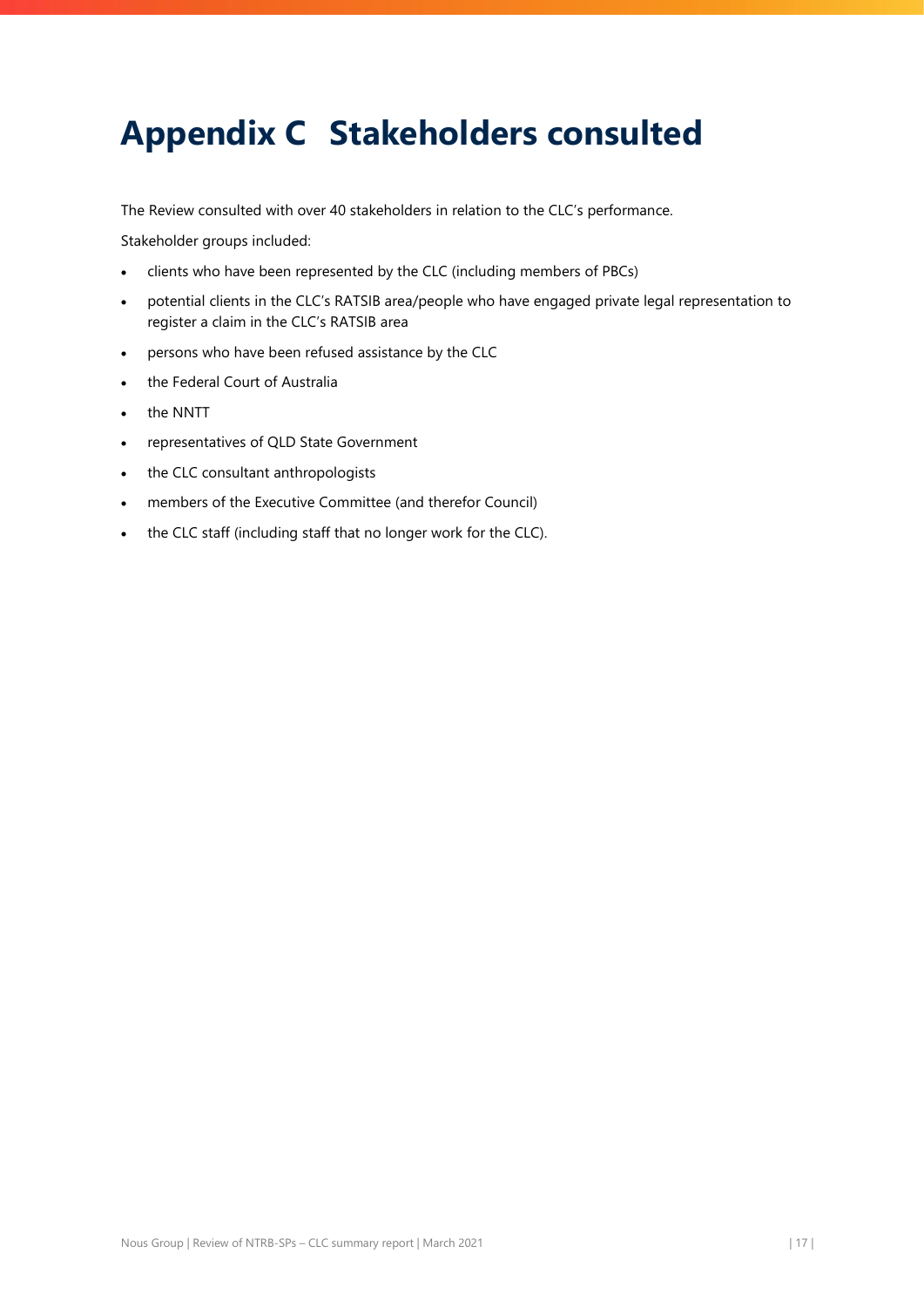# Appendix C Stakeholders consulted

The Review consulted with over 40 stakeholders in relation to the CLC's performance.

Stakeholder groups included:

- clients who have been represented by the CLC (including members of PBCs)
- potential clients in the CLC's RATSIB area/people who have engaged private legal representation to register a claim in the CLC's RATSIB area
- persons who have been refused assistance by the CLC
- the Federal Court of Australia
- the NNTT
- representatives of QLD State Government
- the CLC consultant anthropologists
- members of the Executive Committee (and therefor Council)
- the CLC staff (including staff that no longer work for the CLC).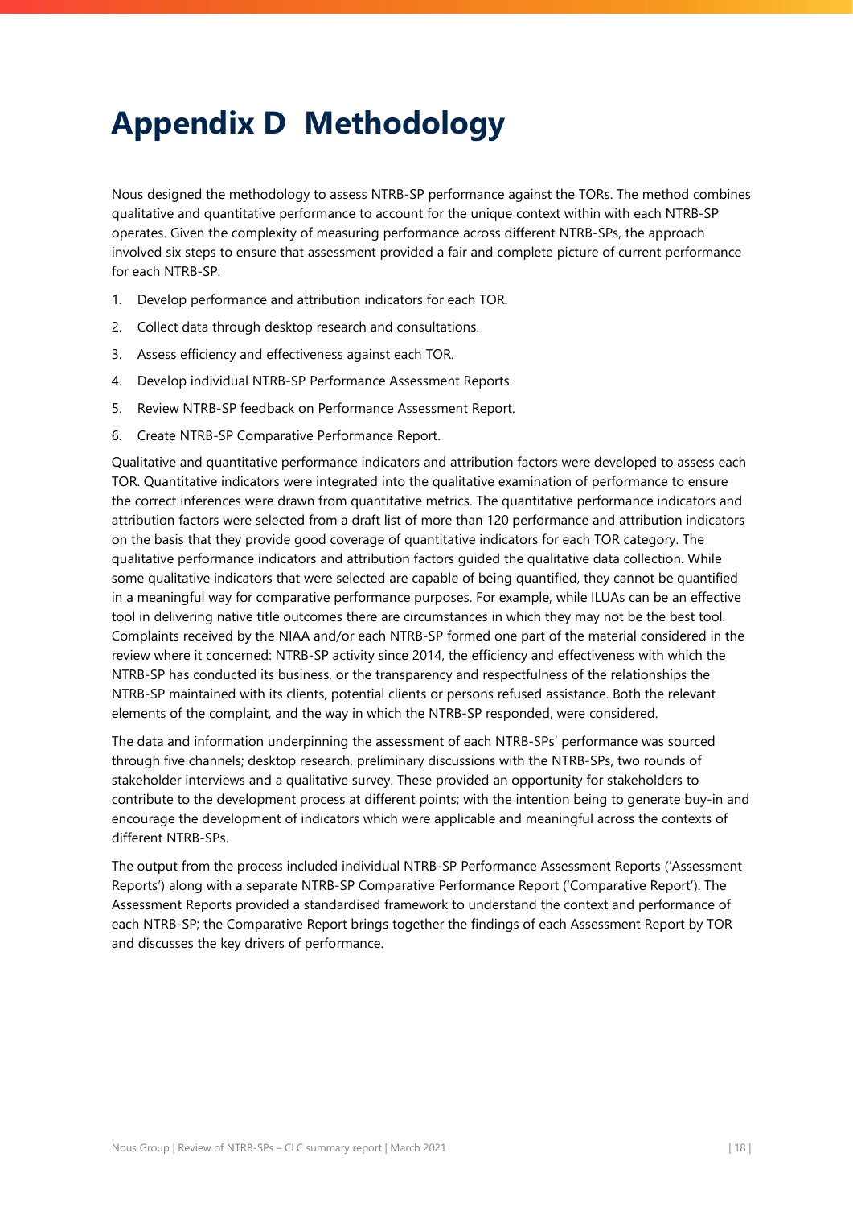# Appendix D Methodology

Nous designed the methodology to assess NTRB-SP performance against the TORs. The method combines qualitative and quantitative performance to account for the unique context within with each NTRB-SP operates. Given the complexity of measuring performance across different NTRB-SPs, the approach involved six steps to ensure that assessment provided a fair and complete picture of current performance for each NTRB-SP:

1. Develop performance and attribution indicators for each TOR.
2. Collect data through desktop research and consultations.
3. Assess efficiency and effectiveness against each TOR.
4. Develop individual NTRB-SP Performance Assessment Reports.
5. Review NTRB-SP feedback on Performance Assessment Report.
6. Create NTRB-SP Comparative Performance Report.

Qualitative and quantitative performance indicators and attribution factors were developed to assess each TOR. Quantitative indicators were integrated into the qualitative examination of performance to ensure the correct inferences were drawn from quantitative metrics. The quantitative performance indicators and attribution factors were selected from a draft list of more than 120 performance and attribution indicators on the basis that they provide good coverage of quantitative indicators for each TOR category. The qualitative performance indicators and attribution factors guided the qualitative data collection. While some qualitative indicators that were selected are capable of being quantified, they cannot be quantified in a meaningful way for comparative performance purposes. For example, while ILUAs can be an effective tool in delivering native title outcomes there are circumstances in which they may not be the best tool. Complaints received by the NIAA and/or each NTRB-SP formed one part of the material considered in the review where it concerned: NTRB-SP activity since 2014, the efficiency and effectiveness with which the NTRB-SP has conducted its business, or the transparency and respectfulness of the relationships the NTRB-SP maintained with its clients, potential clients or persons refused assistance. Both the relevant elements of the complaint, and the way in which the NTRB-SP responded, were considered.

The data and information underpinning the assessment of each NTRB-SPs' performance was sourced through five channels; desktop research, preliminary discussions with the NTRB-SPs, two rounds of stakeholder interviews and a qualitative survey. These provided an opportunity for stakeholders to contribute to the development process at different points; with the intention being to generate buy-in and encourage the development of indicators which were applicable and meaningful across the contexts of different NTRB-SPs.

The output from the process included individual NTRB-SP Performance Assessment Reports ('Assessment Reports') along with a separate NTRB-SP Comparative Performance Report ('Comparative Report'). The Assessment Reports provided a standardised framework to understand the context and performance of each NTRB-SP; the Comparative Report brings together the findings of each Assessment Report by TOR and discusses the key drivers of performance.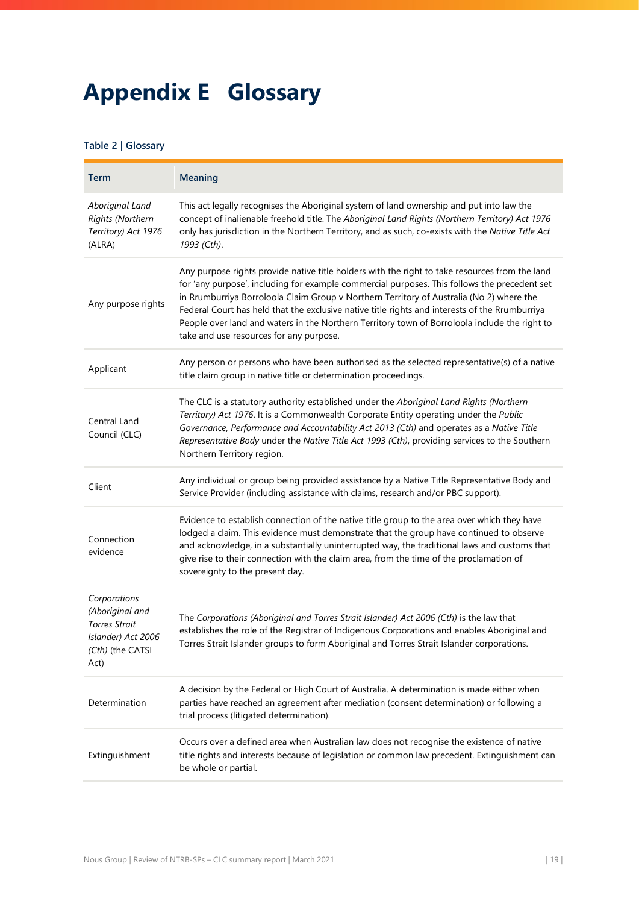# Appendix E Glossary

**Table 2 | Glossary**

| Term | Meaning |
|---|---|
| *Aboriginal Land Rights (Northern Territory) Act 1976* (ALRA) | This act legally recognises the Aboriginal system of land ownership and put into law the concept of inalienable freehold title. The *Aboriginal Land Rights (Northern Territory) Act 1976* only has jurisdiction in the Northern Territory, and as such, co-exists with the *Native Title Act 1993 (Cth)*. |
| Any purpose rights | Any purpose rights provide native title holders with the right to take resources from the land for 'any purpose', including for example commercial purposes. This follows the precedent set in Rrumburriya Borroloola Claim Group v Northern Territory of Australia (No 2) where the Federal Court has held that the exclusive native title rights and interests of the Rrumburriya People over land and waters in the Northern Territory town of Borroloola include the right to take and use resources for any purpose. |
| Applicant | Any person or persons who have been authorised as the selected representative(s) of a native title claim group in native title or determination proceedings. |
| Central Land Council (CLC) | The CLC is a statutory authority established under the *Aboriginal Land Rights (Northern Territory) Act 1976*. It is a Commonwealth Corporate Entity operating under the *Public Governance, Performance and Accountability Act 2013 (Cth)* and operates as a *Native Title Representative Body* under the *Native Title Act 1993 (Cth)*, providing services to the Southern Northern Territory region. |
| Client | Any individual or group being provided assistance by a Native Title Representative Body and Service Provider (including assistance with claims, research and/or PBC support). |
| Connection evidence | Evidence to establish connection of the native title group to the area over which they have lodged a claim. This evidence must demonstrate that the group have continued to observe and acknowledge, in a substantially uninterrupted way, the traditional laws and customs that give rise to their connection with the claim area, from the time of the proclamation of sovereignty to the present day. |
| *Corporations (Aboriginal and Torres Strait Islander) Act 2006 (Cth)* (the CATSI Act) | The *Corporations (Aboriginal and Torres Strait Islander) Act 2006 (Cth)* is the law that establishes the role of the Registrar of Indigenous Corporations and enables Aboriginal and Torres Strait Islander groups to form Aboriginal and Torres Strait Islander corporations. |
| Determination | A decision by the Federal or High Court of Australia. A determination is made either when parties have reached an agreement after mediation (consent determination) or following a trial process (litigated determination). |
| Extinguishment | Occurs over a defined area when Australian law does not recognise the existence of native title rights and interests because of legislation or common law precedent. Extinguishment can be whole or partial. |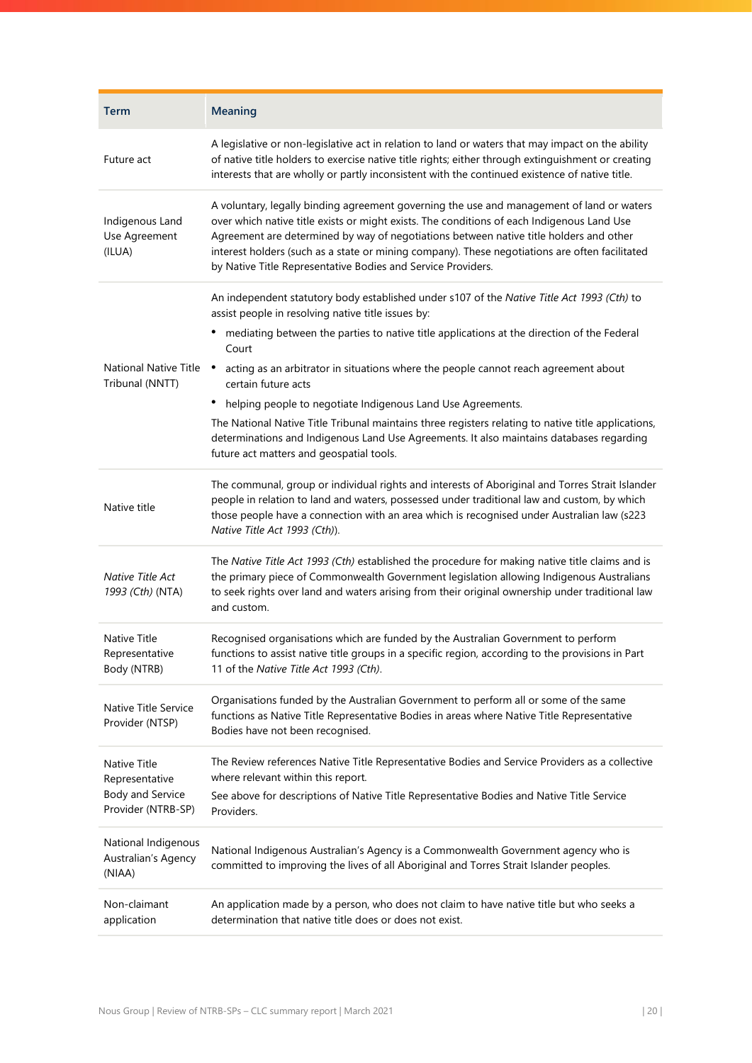| Term | Meaning |
| --- | --- |
| Future act | A legislative or non-legislative act in relation to land or waters that may impact on the ability of native title holders to exercise native title rights; either through extinguishment or creating interests that are wholly or partly inconsistent with the continued existence of native title. |
| Indigenous Land Use Agreement (ILUA) | A voluntary, legally binding agreement governing the use and management of land or waters over which native title exists or might exists. The conditions of each Indigenous Land Use Agreement are determined by way of negotiations between native title holders and other interest holders (such as a state or mining company). These negotiations are often facilitated by Native Title Representative Bodies and Service Providers. |
| National Native Title Tribunal (NNTT) | An independent statutory body established under s107 of the *Native Title Act 1993 (Cth)* to assist people in resolving native title issues by: <br>• mediating between the parties to native title applications at the direction of the Federal Court <br>• acting as an arbitrator in situations where the people cannot reach agreement about certain future acts <br>• helping people to negotiate Indigenous Land Use Agreements. <br>The National Native Title Tribunal maintains three registers relating to native title applications, determinations and Indigenous Land Use Agreements. It also maintains databases regarding future act matters and geospatial tools. |
| Native title | The communal, group or individual rights and interests of Aboriginal and Torres Strait Islander people in relation to land and waters, possessed under traditional law and custom, by which those people have a connection with an area which is recognised under Australian law (s223 *Native Title Act 1993 (Cth)*). |
| *Native Title Act 1993 (Cth)* (NTA) | The *Native Title Act 1993 (Cth)* established the procedure for making native title claims and is the primary piece of Commonwealth Government legislation allowing Indigenous Australians to seek rights over land and waters arising from their original ownership under traditional law and custom. |
| Native Title Representative Body (NTRB) | Recognised organisations which are funded by the Australian Government to perform functions to assist native title groups in a specific region, according to the provisions in Part 11 of the *Native Title Act 1993 (Cth)*. |
| Native Title Service Provider (NTSP) | Organisations funded by the Australian Government to perform all or some of the same functions as Native Title Representative Bodies in areas where Native Title Representative Bodies have not been recognised. |
| Native Title Representative Body and Service Provider (NTRB-SP) | The Review references Native Title Representative Bodies and Service Providers as a collective where relevant within this report. <br>See above for descriptions of Native Title Representative Bodies and Native Title Service Providers. |
| National Indigenous Australian's Agency (NIAA) | National Indigenous Australian's Agency is a Commonwealth Government agency who is committed to improving the lives of all Aboriginal and Torres Strait Islander peoples. |
| Non-claimant application | An application made by a person, who does not claim to have native title but who seeks a determination that native title does or does not exist. |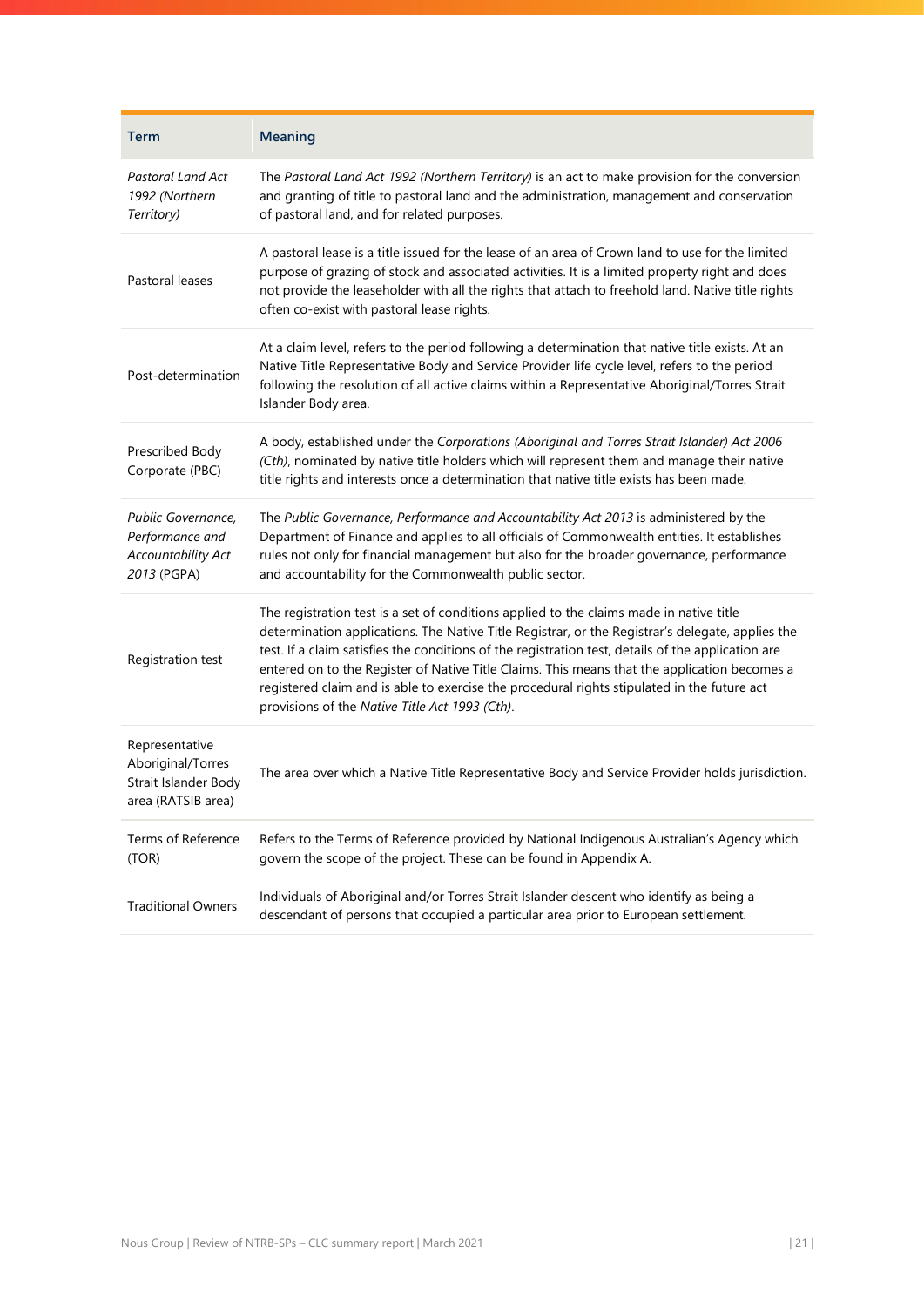| Term | Meaning |
|---|---|
| *Pastoral Land Act 1992 (Northern Territory)* | The *Pastoral Land Act 1992 (Northern Territory)* is an act to make provision for the conversion and granting of title to pastoral land and the administration, management and conservation of pastoral land, and for related purposes. |
| Pastoral leases | A pastoral lease is a title issued for the lease of an area of Crown land to use for the limited purpose of grazing of stock and associated activities. It is a limited property right and does not provide the leaseholder with all the rights that attach to freehold land. Native title rights often co-exist with pastoral lease rights. |
| Post-determination | At a claim level, refers to the period following a determination that native title exists. At an Native Title Representative Body and Service Provider life cycle level, refers to the period following the resolution of all active claims within a Representative Aboriginal/Torres Strait Islander Body area. |
| Prescribed Body Corporate (PBC) | A body, established under the *Corporations (Aboriginal and Torres Strait Islander) Act 2006 (Cth)*, nominated by native title holders which will represent them and manage their native title rights and interests once a determination that native title exists has been made. |
| *Public Governance, Performance and Accountability Act 2013* (PGPA) | The *Public Governance, Performance and Accountability Act 2013* is administered by the Department of Finance and applies to all officials of Commonwealth entities. It establishes rules not only for financial management but also for the broader governance, performance and accountability for the Commonwealth public sector. |
| Registration test | The registration test is a set of conditions applied to the claims made in native title determination applications. The Native Title Registrar, or the Registrar's delegate, applies the test. If a claim satisfies the conditions of the registration test, details of the application are entered on to the Register of Native Title Claims. This means that the application becomes a registered claim and is able to exercise the procedural rights stipulated in the future act provisions of the *Native Title Act 1993 (Cth)*. |
| Representative Aboriginal/Torres Strait Islander Body area (RATSIB area) | The area over which a Native Title Representative Body and Service Provider holds jurisdiction. |
| Terms of Reference (TOR) | Refers to the Terms of Reference provided by National Indigenous Australian's Agency which govern the scope of the project. These can be found in Appendix A. |
| Traditional Owners | Individuals of Aboriginal and/or Torres Strait Islander descent who identify as being a descendant of persons that occupied a particular area prior to European settlement. |